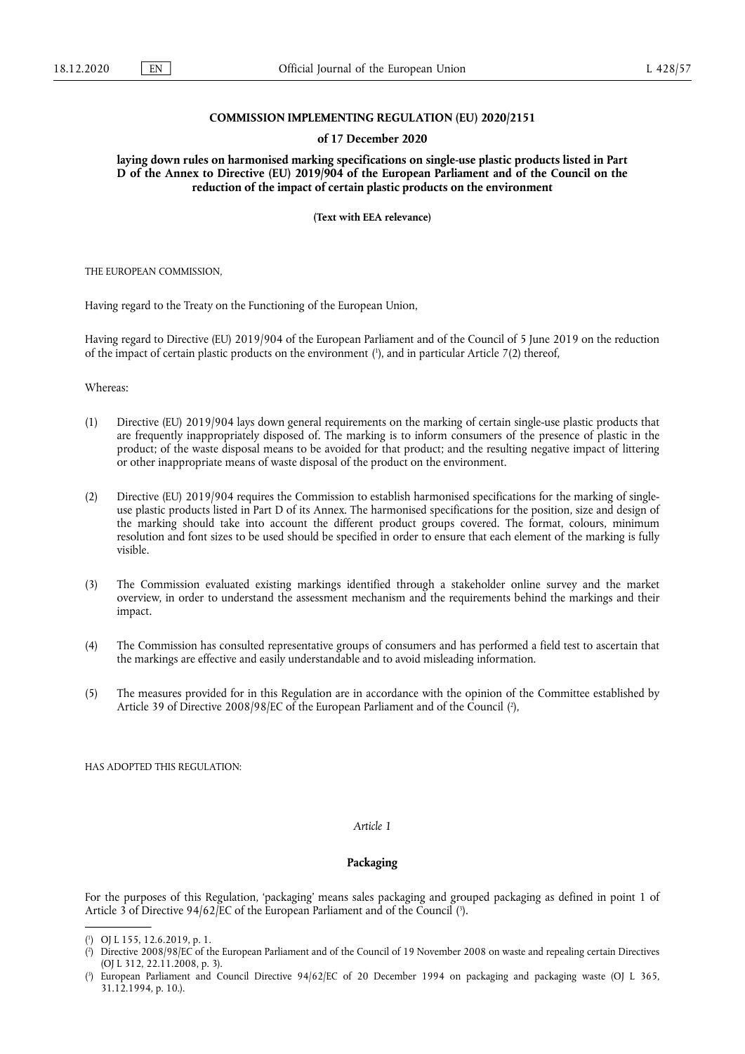# COMMISSION IMPLEMENTING REGULATION (EU) 2020/2151

## of 17 December 2020

## laying down rules on harmonised marking specifications on single-use plastic products listed in Part D of the Annex to Directive (EU) 2019/904 of the European Parliament and of the Council on the reduction of the impact of certain plastic products on the environment

**(Text with EEA relevance)**

THE EUROPEAN COMMISSION,

Having regard to the Treaty on the Functioning of the European Union,

Having regard to Directive (EU) 2019/904 of the European Parliament and of the Council of 5 June 2019 on the reduction of the impact of certain plastic products on the environment [1], and in particular Article 7(2) thereof,

Whereas:

(1) Directive (EU) 2019/904 lays down general requirements on the marking of certain single-use plastic products that are frequently inappropriately disposed of. The marking is to inform consumers of the presence of plastic in the product; of the waste disposal means to be avoided for that product; and the resulting negative impact of littering or other inappropriate means of waste disposal of the product on the environment.

(2) Directive (EU) 2019/904 requires the Commission to establish harmonised specifications for the marking of single-use plastic products listed in Part D of its Annex. The harmonised specifications for the position, size and design of the marking should take into account the different product groups covered. The format, colours, minimum resolution and font sizes to be used should be specified in order to ensure that each element of the marking is fully visible.

(3) The Commission evaluated existing markings identified through a stakeholder online survey and the market overview, in order to understand the assessment mechanism and the requirements behind the markings and their impact.

(4) The Commission has consulted representative groups of consumers and has performed a field test to ascertain that the markings are effective and easily understandable and to avoid misleading information.

(5) The measures provided for in this Regulation are in accordance with the opinion of the Committee established by Article 39 of Directive 2008/98/EC of the European Parliament and of the Council [2],

HAS ADOPTED THIS REGULATION:

*Article 1*

**Packaging**

For the purposes of this Regulation, 'packaging' means sales packaging and grouped packaging as defined in point 1 of Article 3 of Directive 94/62/EC of the European Parliament and of the Council [3].

---

[1] OJ L 155, 12.6.2019, p. 1.

[2] Directive 2008/98/EC of the European Parliament and of the Council of 19 November 2008 on waste and repealing certain Directives (OJ L 312, 22.11.2008, p. 3).

[3] European Parliament and Council Directive 94/62/EC of 20 December 1994 on packaging and packaging waste (OJ L 365, 31.12.1994, p. 10.).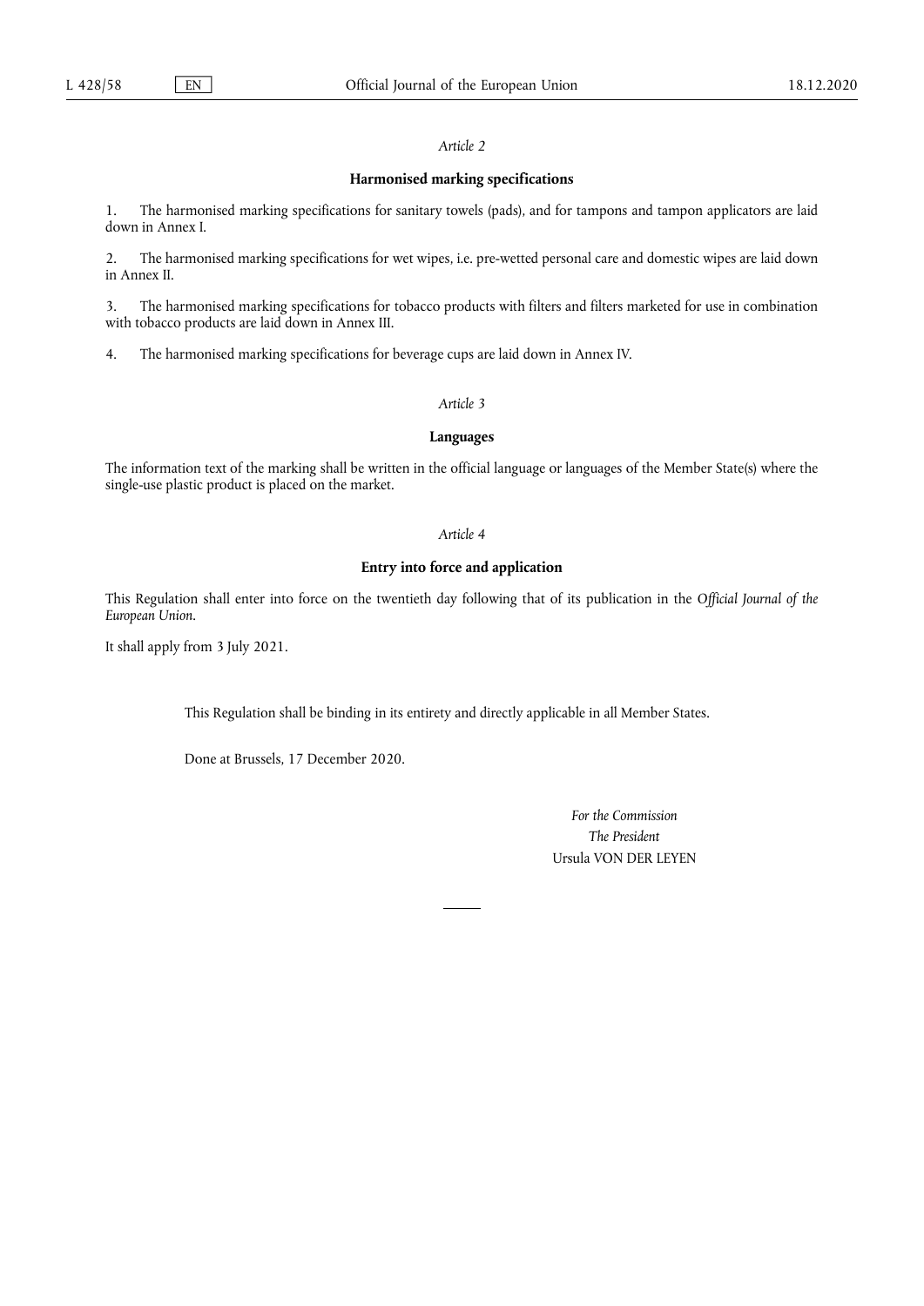*Article 2*

**Harmonised marking specifications**

1. The harmonised marking specifications for sanitary towels (pads), and for tampons and tampon applicators are laid down in Annex I.

2. The harmonised marking specifications for wet wipes, i.e. pre-wetted personal care and domestic wipes are laid down in Annex II.

3. The harmonised marking specifications for tobacco products with filters and filters marketed for use in combination with tobacco products are laid down in Annex III.

4. The harmonised marking specifications for beverage cups are laid down in Annex IV.

*Article 3*

**Languages**

The information text of the marking shall be written in the official language or languages of the Member State(s) where the single-use plastic product is placed on the market.

*Article 4*

**Entry into force and application**

This Regulation shall enter into force on the twentieth day following that of its publication in the *Official Journal of the European Union*.

It shall apply from 3 July 2021.

This Regulation shall be binding in its entirety and directly applicable in all Member States.

Done at Brussels, 17 December 2020.

*For the Commission*
*The President*
Ursula VON DER LEYEN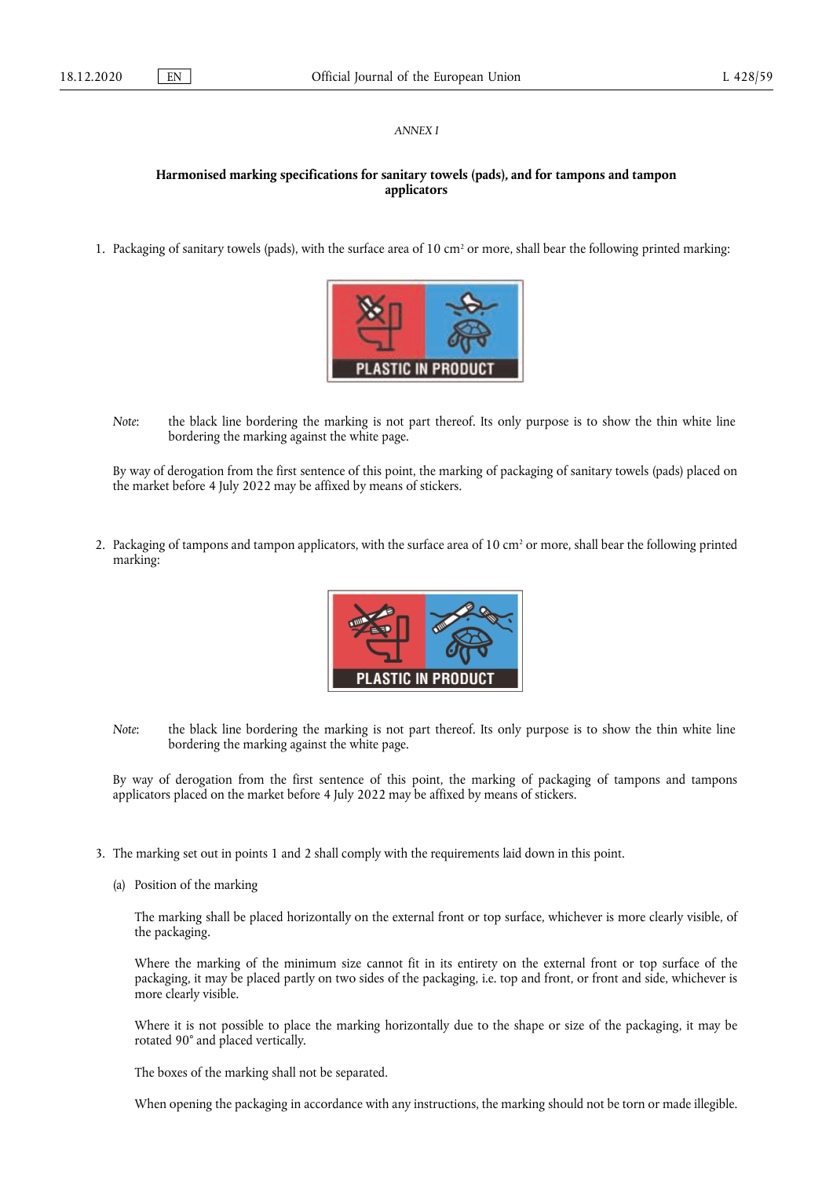*ANNEX I*

**Harmonised marking specifications for sanitary towels (pads), and for tampons and tampon applicators**

1. Packaging of sanitary towels (pads), with the surface area of 10 $cm^2$ or more, shall bear the following printed marking:

PLASTIC IN PRODUCT

*Note*: the black line bordering the marking is not part thereof. Its only purpose is to show the thin white line bordering the marking against the white page.

By way of derogation from the first sentence of this point, the marking of packaging of sanitary towels (pads) placed on the market before 4 July 2022 may be affixed by means of stickers.

2. Packaging of tampons and tampon applicators, with the surface area of 10 $cm^2$ or more, shall bear the following printed marking:

PLASTIC IN PRODUCT

*Note*: the black line bordering the marking is not part thereof. Its only purpose is to show the thin white line bordering the marking against the white page.

By way of derogation from the first sentence of this point, the marking of packaging of tampons and tampons applicators placed on the market before 4 July 2022 may be affixed by means of stickers.

3. The marking set out in points 1 and 2 shall comply with the requirements laid down in this point.

(a) Position of the marking

The marking shall be placed horizontally on the external front or top surface, whichever is more clearly visible, of the packaging.

Where the marking of the minimum size cannot fit in its entirety on the external front or top surface of the packaging, it may be placed partly on two sides of the packaging, i.e. top and front, or front and side, whichever is more clearly visible.

Where it is not possible to place the marking horizontally due to the shape or size of the packaging, it may be rotated 90° and placed vertically.

The boxes of the marking shall not be separated.

When opening the packaging in accordance with any instructions, the marking should not be torn or made illegible.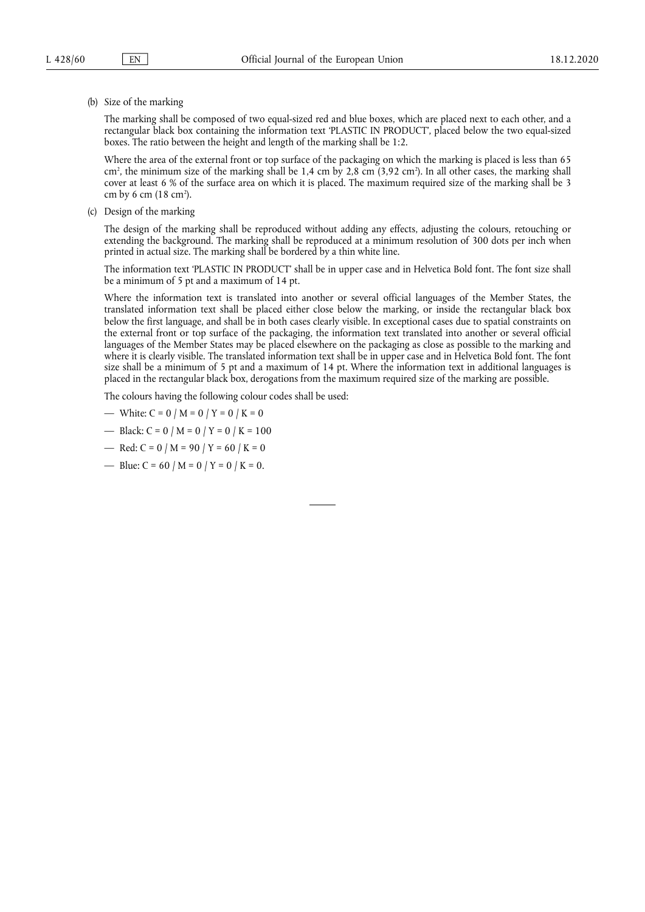(b) Size of the marking

The marking shall be composed of two equal-sized red and blue boxes, which are placed next to each other, and a rectangular black box containing the information text 'PLASTIC IN PRODUCT', placed below the two equal-sized boxes. The ratio between the height and length of the marking shall be 1:2.

Where the area of the external front or top surface of the packaging on which the marking is placed is less than 65 $cm^2$, the minimum size of the marking shall be 1,4 cm by 2,8 cm (3,92 $cm^2$). In all other cases, the marking shall cover at least 6 % of the surface area on which it is placed. The maximum required size of the marking shall be 3 cm by 6 cm (18 $cm^2$).

(c) Design of the marking

The design of the marking shall be reproduced without adding any effects, adjusting the colours, retouching or extending the background. The marking shall be reproduced at a minimum resolution of 300 dots per inch when printed in actual size. The marking shall be bordered by a thin white line.

The information text 'PLASTIC IN PRODUCT' shall be in upper case and in Helvetica Bold font. The font size shall be a minimum of 5 pt and a maximum of 14 pt.

Where the information text is translated into another or several official languages of the Member States, the translated information text shall be placed either close below the marking, or inside the rectangular black box below the first language, and shall be in both cases clearly visible. In exceptional cases due to spatial constraints on the external front or top surface of the packaging, the information text translated into another or several official languages of the Member States may be placed elsewhere on the packaging as close as possible to the marking and where it is clearly visible. The translated information text shall be in upper case and in Helvetica Bold font. The font size shall be a minimum of 5 pt and a maximum of 14 pt. Where the information text in additional languages is placed in the rectangular black box, derogations from the maximum required size of the marking are possible.

The colours having the following colour codes shall be used:

— White: C = 0 / M = 0 / Y = 0 / K = 0

— Black: C = 0 / M = 0 / Y = 0 / K = 100

— Red: C = 0 / M = 90 / Y = 60 / K = 0

— Blue: C = 60 / M = 0 / Y = 0 / K = 0.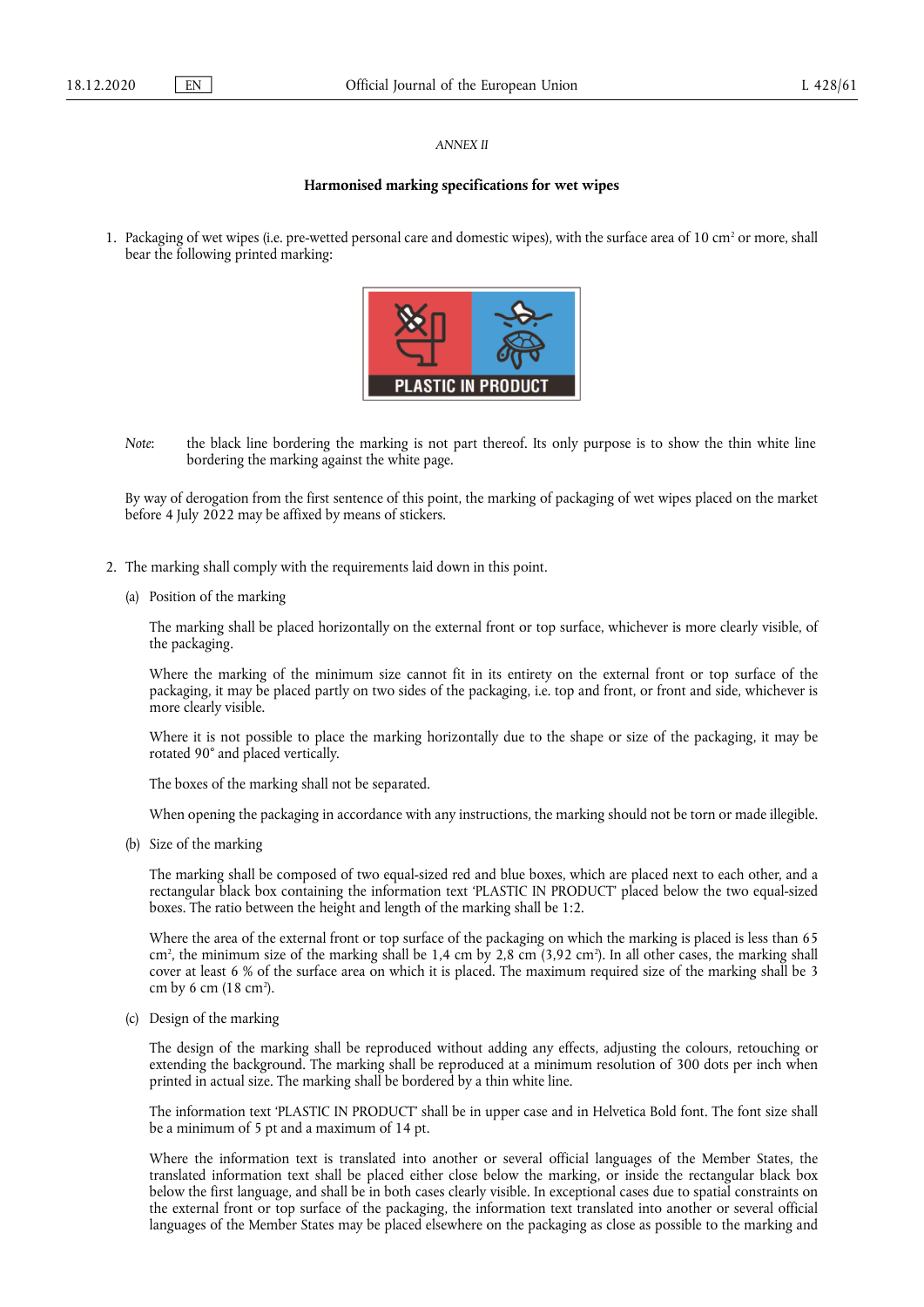*ANNEX II*

**Harmonised marking specifications for wet wipes**

1. Packaging of wet wipes (i.e. pre-wetted personal care and domestic wipes), with the surface area of 10 $cm^2$ or more, shall bear the following printed marking:

   PLASTIC IN PRODUCT

   *Note*: the black line bordering the marking is not part thereof. Its only purpose is to show the thin white line bordering the marking against the white page.

   By way of derogation from the first sentence of this point, the marking of packaging of wet wipes placed on the market before 4 July 2022 may be affixed by means of stickers.

2. The marking shall comply with the requirements laid down in this point.

   (a) Position of the marking

   The marking shall be placed horizontally on the external front or top surface, whichever is more clearly visible, of the packaging.

   Where the marking of the minimum size cannot fit in its entirety on the external front or top surface of the packaging, it may be placed partly on two sides of the packaging, i.e. top and front, or front and side, whichever is more clearly visible.

   Where it is not possible to place the marking horizontally due to the shape or size of the packaging, it may be rotated 90° and placed vertically.

   The boxes of the marking shall not be separated.

   When opening the packaging in accordance with any instructions, the marking should not be torn or made illegible.

   (b) Size of the marking

   The marking shall be composed of two equal-sized red and blue boxes, which are placed next to each other, and a rectangular black box containing the information text 'PLASTIC IN PRODUCT' placed below the two equal-sized boxes. The ratio between the height and length of the marking shall be 1:2.

   Where the area of the external front or top surface of the packaging on which the marking is placed is less than 65 $cm^2$, the minimum size of the marking shall be 1,4 cm by 2,8 cm (3,92 $cm^2$). In all other cases, the marking shall cover at least 6 % of the surface area on which it is placed. The maximum required size of the marking shall be 3 cm by 6 cm (18 $cm^2$).

   (c) Design of the marking

   The design of the marking shall be reproduced without adding any effects, adjusting the colours, retouching or extending the background. The marking shall be reproduced at a minimum resolution of 300 dots per inch when printed in actual size. The marking shall be bordered by a thin white line.

   The information text 'PLASTIC IN PRODUCT' shall be in upper case and in Helvetica Bold font. The font size shall be a minimum of 5 pt and a maximum of 14 pt.

   Where the information text is translated into another or several official languages of the Member States, the translated information text shall be placed either close below the marking, or inside the rectangular black box below the first language, and shall be in both cases clearly visible. In exceptional cases due to spatial constraints on the external front or top surface of the packaging, the information text translated into another or several official languages of the Member States may be placed elsewhere on the packaging as close as possible to the marking and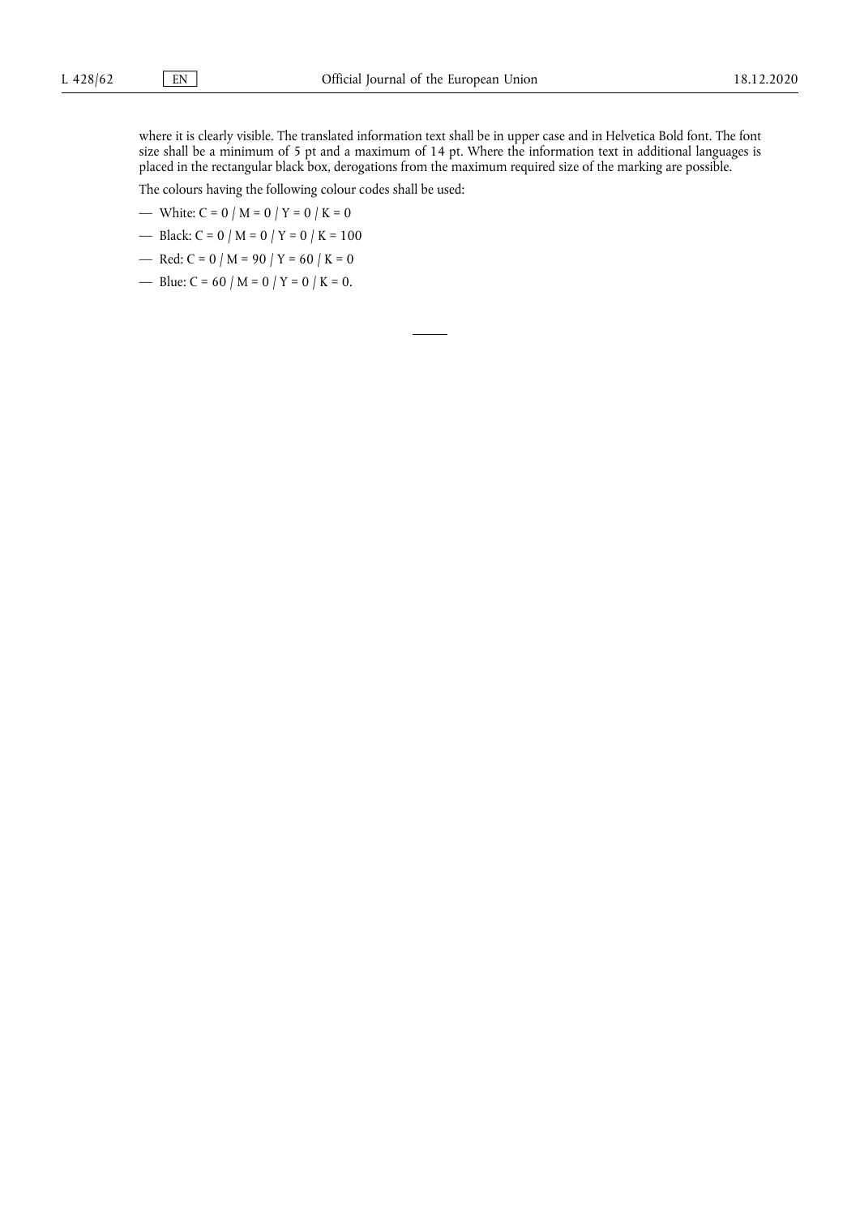where it is clearly visible. The translated information text shall be in upper case and in Helvetica Bold font. The font size shall be a minimum of 5 pt and a maximum of 14 pt. Where the information text in additional languages is placed in the rectangular black box, derogations from the maximum required size of the marking are possible.

The colours having the following colour codes shall be used:

— White: C = 0 / M = 0 / Y = 0 / K = 0

— Black: C = 0 / M = 0 / Y = 0 / K = 100

— Red: C = 0 / M = 90 / Y = 60 / K = 0

— Blue: C = 60 / M = 0 / Y = 0 / K = 0.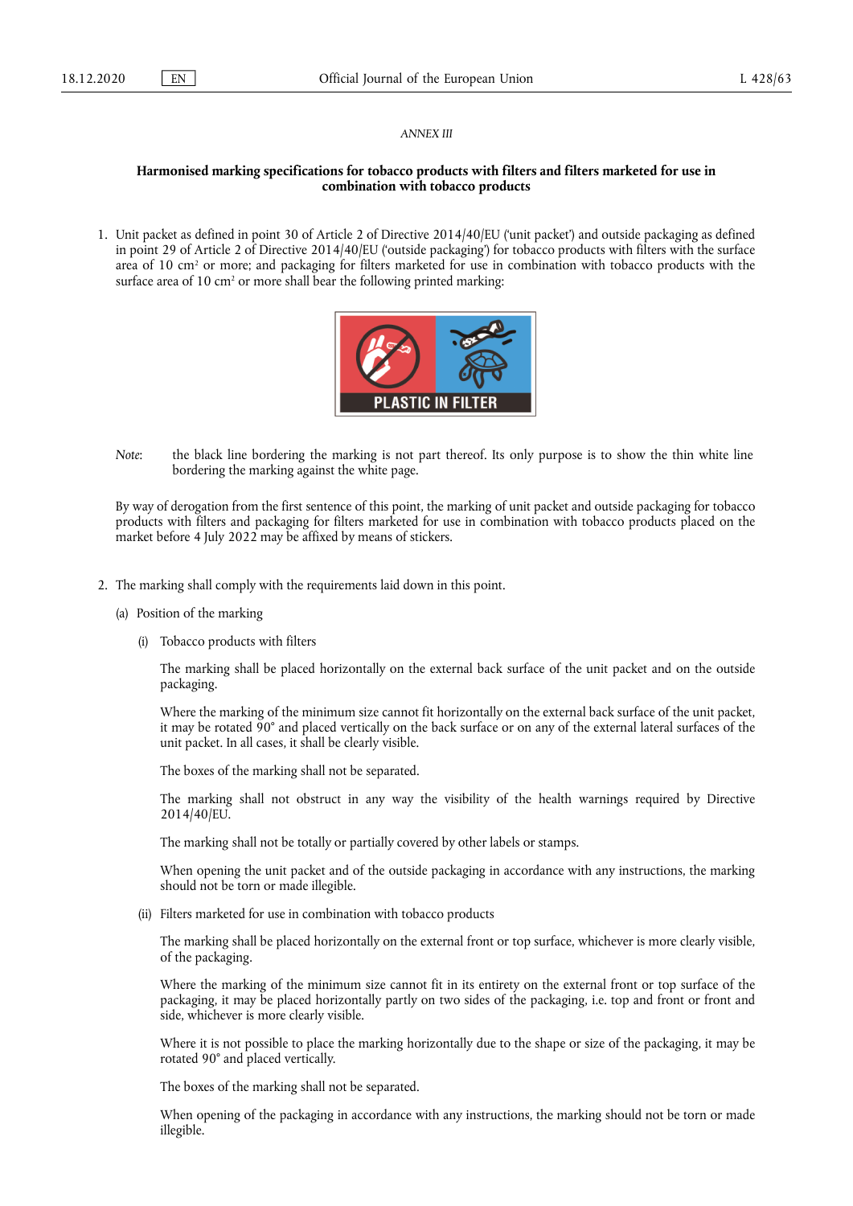*ANNEX III*

**Harmonised marking specifications for tobacco products with filters and filters marketed for use in combination with tobacco products**

1. Unit packet as defined in point 30 of Article 2 of Directive 2014/40/EU ('unit packet') and outside packaging as defined in point 29 of Article 2 of Directive 2014/40/EU ('outside packaging') for tobacco products with filters with the surface area of 10 cm² or more; and packaging for filters marketed for use in combination with tobacco products with the surface area of 10 cm² or more shall bear the following printed marking:

PLASTIC IN FILTER

*Note*: the black line bordering the marking is not part thereof. Its only purpose is to show the thin white line bordering the marking against the white page.

By way of derogation from the first sentence of this point, the marking of unit packet and outside packaging for tobacco products with filters and packaging for filters marketed for use in combination with tobacco products placed on the market before 4 July 2022 may be affixed by means of stickers.

2. The marking shall comply with the requirements laid down in this point.

(a) Position of the marking

(i) Tobacco products with filters

The marking shall be placed horizontally on the external back surface of the unit packet and on the outside packaging.

Where the marking of the minimum size cannot fit horizontally on the external back surface of the unit packet, it may be rotated 90° and placed vertically on the back surface or on any of the external lateral surfaces of the unit packet. In all cases, it shall be clearly visible.

The boxes of the marking shall not be separated.

The marking shall not obstruct in any way the visibility of the health warnings required by Directive 2014/40/EU.

The marking shall not be totally or partially covered by other labels or stamps.

When opening the unit packet and of the outside packaging in accordance with any instructions, the marking should not be torn or made illegible.

(ii) Filters marketed for use in combination with tobacco products

The marking shall be placed horizontally on the external front or top surface, whichever is more clearly visible, of the packaging.

Where the marking of the minimum size cannot fit in its entirety on the external front or top surface of the packaging, it may be placed horizontally partly on two sides of the packaging, i.e. top and front or front and side, whichever is more clearly visible.

Where it is not possible to place the marking horizontally due to the shape or size of the packaging, it may be rotated 90° and placed vertically.

The boxes of the marking shall not be separated.

When opening of the packaging in accordance with any instructions, the marking should not be torn or made illegible.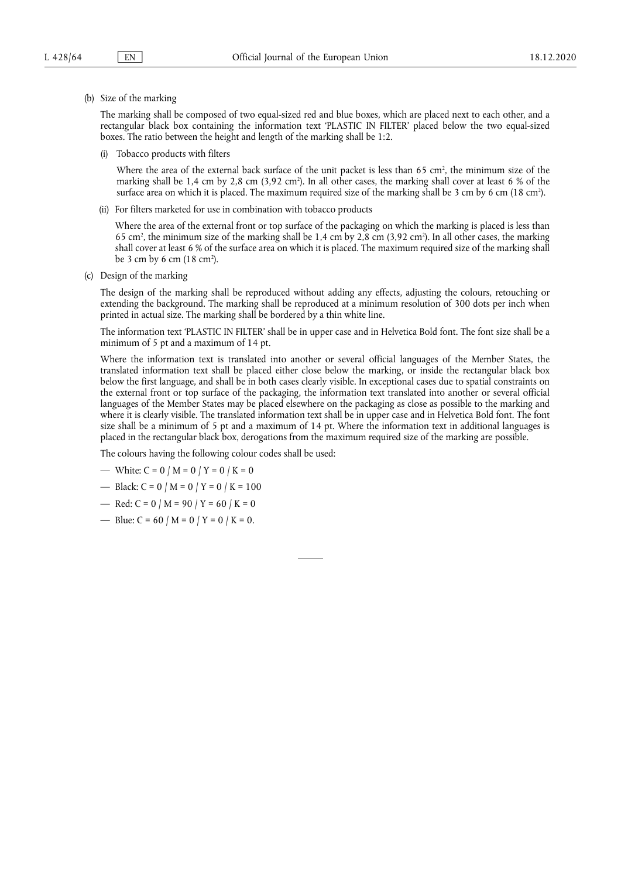(b) Size of the marking

The marking shall be composed of two equal-sized red and blue boxes, which are placed next to each other, and a rectangular black box containing the information text 'PLASTIC IN FILTER' placed below the two equal-sized boxes. The ratio between the height and length of the marking shall be 1:2.

(i) Tobacco products with filters

Where the area of the external back surface of the unit packet is less than 65 $cm^2$, the minimum size of the marking shall be 1,4 cm by 2,8 cm (3,92 $cm^2$). In all other cases, the marking shall cover at least 6 % of the surface area on which it is placed. The maximum required size of the marking shall be 3 cm by 6 cm (18 $cm^2$).

(ii) For filters marketed for use in combination with tobacco products

Where the area of the external front or top surface of the packaging on which the marking is placed is less than 65 $cm^2$, the minimum size of the marking shall be 1,4 cm by 2,8 cm (3,92 $cm^2$). In all other cases, the marking shall cover at least 6 % of the surface area on which it is placed. The maximum required size of the marking shall be 3 cm by 6 cm (18 $cm^2$).

(c) Design of the marking

The design of the marking shall be reproduced without adding any effects, adjusting the colours, retouching or extending the background. The marking shall be reproduced at a minimum resolution of 300 dots per inch when printed in actual size. The marking shall be bordered by a thin white line.

The information text 'PLASTIC IN FILTER' shall be in upper case and in Helvetica Bold font. The font size shall be a minimum of 5 pt and a maximum of 14 pt.

Where the information text is translated into another or several official languages of the Member States, the translated information text shall be placed either close below the marking, or inside the rectangular black box below the first language, and shall be in both cases clearly visible. In exceptional cases due to spatial constraints on the external front or top surface of the packaging, the information text translated into another or several official languages of the Member States may be placed elsewhere on the packaging as close as possible to the marking and where it is clearly visible. The translated information text shall be in upper case and in Helvetica Bold font. The font size shall be a minimum of 5 pt and a maximum of 14 pt. Where the information text in additional languages is placed in the rectangular black box, derogations from the maximum required size of the marking are possible.

The colours having the following colour codes shall be used:

— White: C = 0 / M = 0 / Y = 0 / K = 0

— Black: C = 0 / M = 0 / Y = 0 / K = 100

— Red: C = 0 / M = 90 / Y = 60 / K = 0

— Blue: C = 60 / M = 0 / Y = 0 / K = 0.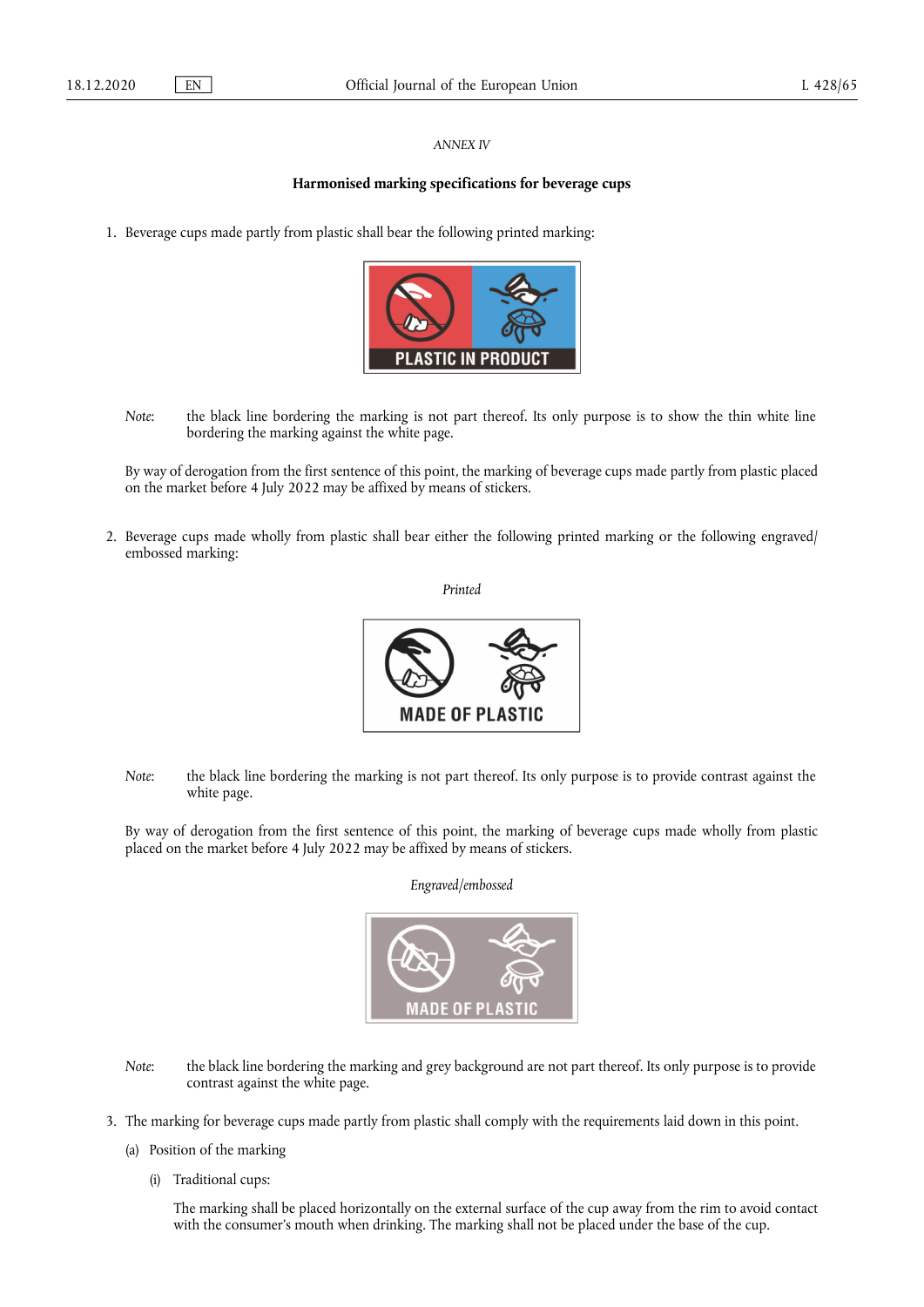*ANNEX IV*

**Harmonised marking specifications for beverage cups**

1. Beverage cups made partly from plastic shall bear the following printed marking:

PLASTIC IN PRODUCT

*Note*: the black line bordering the marking is not part thereof. Its only purpose is to show the thin white line bordering the marking against the white page.

By way of derogation from the first sentence of this point, the marking of beverage cups made partly from plastic placed on the market before 4 July 2022 may be affixed by means of stickers.

2. Beverage cups made wholly from plastic shall bear either the following printed marking or the following engraved/embossed marking:

*Printed*

MADE OF PLASTIC

*Note*: the black line bordering the marking is not part thereof. Its only purpose is to provide contrast against the white page.

By way of derogation from the first sentence of this point, the marking of beverage cups made wholly from plastic placed on the market before 4 July 2022 may be affixed by means of stickers.

*Engraved/embossed*

MADE OF PLASTIC

*Note*: the black line bordering the marking and grey background are not part thereof. Its only purpose is to provide contrast against the white page.

3. The marking for beverage cups made partly from plastic shall comply with the requirements laid down in this point.

   (a) Position of the marking

      (i) Traditional cups:

      The marking shall be placed horizontally on the external surface of the cup away from the rim to avoid contact with the consumer's mouth when drinking. The marking shall not be placed under the base of the cup.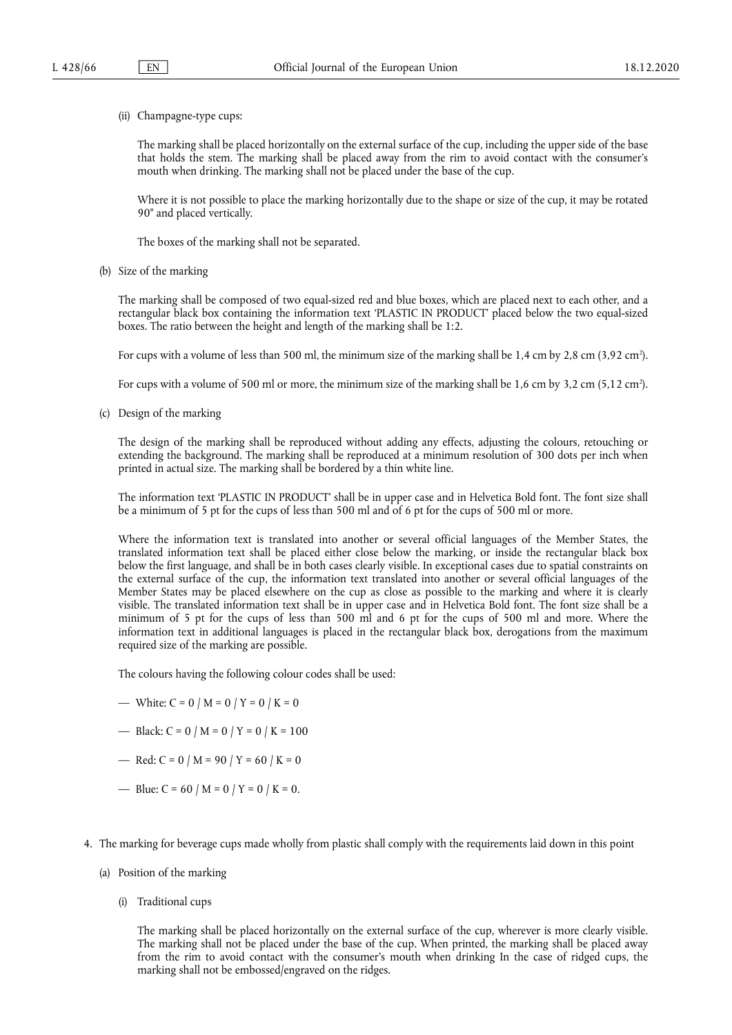(ii) Champagne-type cups:

The marking shall be placed horizontally on the external surface of the cup, including the upper side of the base that holds the stem. The marking shall be placed away from the rim to avoid contact with the consumer's mouth when drinking. The marking shall not be placed under the base of the cup.

Where it is not possible to place the marking horizontally due to the shape or size of the cup, it may be rotated 90° and placed vertically.

The boxes of the marking shall not be separated.

(b) Size of the marking

The marking shall be composed of two equal-sized red and blue boxes, which are placed next to each other, and a rectangular black box containing the information text 'PLASTIC IN PRODUCT' placed below the two equal-sized boxes. The ratio between the height and length of the marking shall be 1:2.

For cups with a volume of less than 500 ml, the minimum size of the marking shall be 1,4 cm by 2,8 cm (3,92 $cm^2$).

For cups with a volume of 500 ml or more, the minimum size of the marking shall be 1,6 cm by 3,2 cm (5,12 $cm^2$).

(c) Design of the marking

The design of the marking shall be reproduced without adding any effects, adjusting the colours, retouching or extending the background. The marking shall be reproduced at a minimum resolution of 300 dots per inch when printed in actual size. The marking shall be bordered by a thin white line.

The information text 'PLASTIC IN PRODUCT' shall be in upper case and in Helvetica Bold font. The font size shall be a minimum of 5 pt for the cups of less than 500 ml and of 6 pt for the cups of 500 ml or more.

Where the information text is translated into another or several official languages of the Member States, the translated information text shall be placed either close below the marking, or inside the rectangular black box below the first language, and shall be in both cases clearly visible. In exceptional cases due to spatial constraints on the external surface of the cup, the information text translated into another or several official languages of the Member States may be placed elsewhere on the cup as close as possible to the marking and where it is clearly visible. The translated information text shall be in upper case and in Helvetica Bold font. The font size shall be a minimum of 5 pt for the cups of less than 500 ml and 6 pt for the cups of 500 ml and more. Where the information text in additional languages is placed in the rectangular black box, derogations from the maximum required size of the marking are possible.

The colours having the following colour codes shall be used:

— White: C = 0 / M = 0 / Y = 0 / K = 0

— Black: C = 0 / M = 0 / Y = 0 / K = 100

— Red: C = 0 / M = 90 / Y = 60 / K = 0

— Blue: C = 60 / M = 0 / Y = 0 / K = 0.

4. The marking for beverage cups made wholly from plastic shall comply with the requirements laid down in this point

(a) Position of the marking

(i) Traditional cups

The marking shall be placed horizontally on the external surface of the cup, wherever is more clearly visible. The marking shall not be placed under the base of the cup. When printed, the marking shall be placed away from the rim to avoid contact with the consumer's mouth when drinking In the case of ridged cups, the marking shall not be embossed/engraved on the ridges.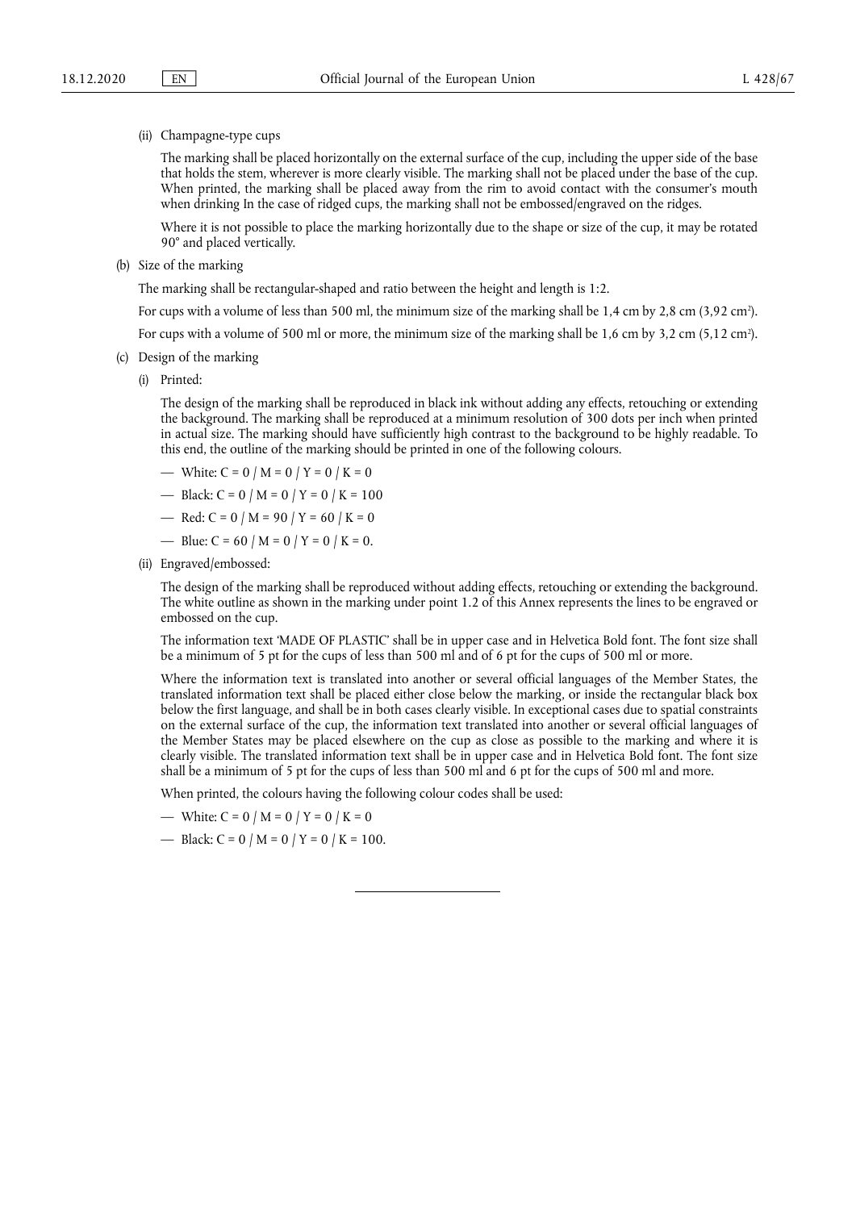(ii) Champagne-type cups

The marking shall be placed horizontally on the external surface of the cup, including the upper side of the base that holds the stem, wherever is more clearly visible. The marking shall not be placed under the base of the cup. When printed, the marking shall be placed away from the rim to avoid contact with the consumer's mouth when drinking In the case of ridged cups, the marking shall not be embossed/engraved on the ridges.

Where it is not possible to place the marking horizontally due to the shape or size of the cup, it may be rotated 90° and placed vertically.

(b) Size of the marking

The marking shall be rectangular-shaped and ratio between the height and length is 1:2.

For cups with a volume of less than 500 ml, the minimum size of the marking shall be 1,4 cm by 2,8 cm (3,92 $cm^2$).

For cups with a volume of 500 ml or more, the minimum size of the marking shall be 1,6 cm by 3,2 cm (5,12 $cm^2$).

(c) Design of the marking

(i) Printed:

The design of the marking shall be reproduced in black ink without adding any effects, retouching or extending the background. The marking shall be reproduced at a minimum resolution of 300 dots per inch when printed in actual size. The marking should have sufficiently high contrast to the background to be highly readable. To this end, the outline of the marking should be printed in one of the following colours.

- White: C = 0 / M = 0 / Y = 0 / K = 0
- Black: C = 0 / M = 0 / Y = 0 / K = 100
- Red: C = 0 / M = 90 / Y = 60 / K = 0
- Blue: C = 60 / M = 0 / Y = 0 / K = 0.

(ii) Engraved/embossed:

The design of the marking shall be reproduced without adding effects, retouching or extending the background. The white outline as shown in the marking under point 1.2 of this Annex represents the lines to be engraved or embossed on the cup.

The information text 'MADE OF PLASTIC' shall be in upper case and in Helvetica Bold font. The font size shall be a minimum of 5 pt for the cups of less than 500 ml and of 6 pt for the cups of 500 ml or more.

Where the information text is translated into another or several official languages of the Member States, the translated information text shall be placed either close below the marking, or inside the rectangular black box below the first language, and shall be in both cases clearly visible. In exceptional cases due to spatial constraints on the external surface of the cup, the information text translated into another or several official languages of the Member States may be placed elsewhere on the cup as close as possible to the marking and where it is clearly visible. The translated information text shall be in upper case and in Helvetica Bold font. The font size shall be a minimum of 5 pt for the cups of less than 500 ml and 6 pt for the cups of 500 ml and more.

When printed, the colours having the following colour codes shall be used:

- White: C = 0 / M = 0 / Y = 0 / K = 0
- Black: C = 0 / M = 0 / Y = 0 / K = 100.